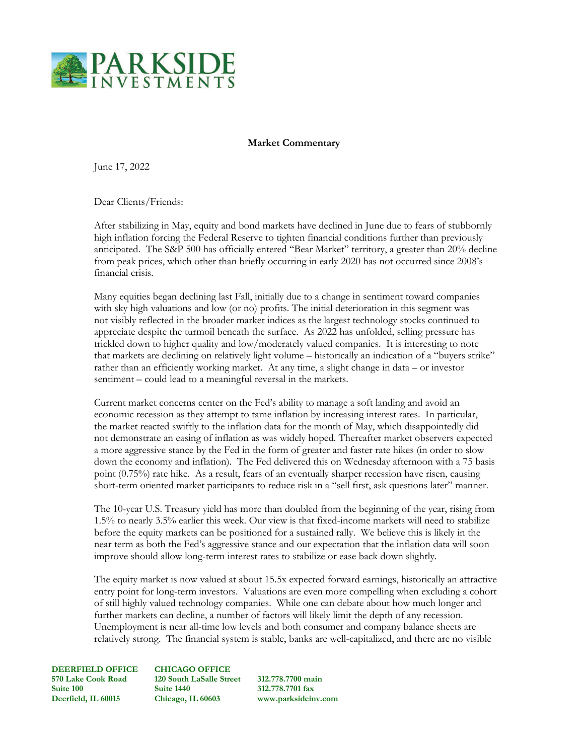**Market Commentary**

June 17, 2022

Dear Clients/Friends:

After stabilizing in May, equity and bond markets have declined in June due to fears of stubbornly high inflation forcing the Federal Reserve to tighten financial conditions further than previously anticipated. The S&P 500 has officially entered "Bear Market" territory, a greater than 20% decline from peak prices, which other than briefly occurring in early 2020 has not occurred since 2008's financial crisis.

Many equities began declining last Fall, initially due to a change in sentiment toward companies with sky high valuations and low (or no) profits. The initial deterioration in this segment was not visibly reflected in the broader market indices as the largest technology stocks continued to appreciate despite the turmoil beneath the surface. As 2022 has unfolded, selling pressure has trickled down to higher quality and low/moderately valued companies. It is interesting to note that markets are declining on relatively light volume – historically an indication of a "buyers strike" rather than an efficiently working market. At any time, a slight change in data – or investor sentiment – could lead to a meaningful reversal in the markets.

Current market concerns center on the Fed's ability to manage a soft landing and avoid an economic recession as they attempt to tame inflation by increasing interest rates. In particular, the market reacted swiftly to the inflation data for the month of May, which disappointedly did not demonstrate an easing of inflation as was widely hoped. Thereafter market observers expected a more aggressive stance by the Fed in the form of greater and faster rate hikes (in order to slow down the economy and inflation). The Fed delivered this on Wednesday afternoon with a 75 basis point (0.75%) rate hike. As a result, fears of an eventually sharper recession have risen, causing short-term oriented market participants to reduce risk in a "sell first, ask questions later" manner.

The 10-year U.S. Treasury yield has more than doubled from the beginning of the year, rising from 1.5% to nearly 3.5% earlier this week. Our view is that fixed-income markets will need to stabilize before the equity markets can be positioned for a sustained rally. We believe this is likely in the near term as both the Fed's aggressive stance and our expectation that the inflation data will soon improve should allow long-term interest rates to stabilize or ease back down slightly.

The equity market is now valued at about 15.5x expected forward earnings, historically an attractive entry point for long-term investors. Valuations are even more compelling when excluding a cohort of still highly valued technology companies. While one can debate about how much longer and further markets can decline, a number of factors will likely limit the depth of any recession. Unemployment is near all-time low levels and both consumer and company balance sheets are relatively strong. The financial system is stable, banks are well-capitalized, and there are no visible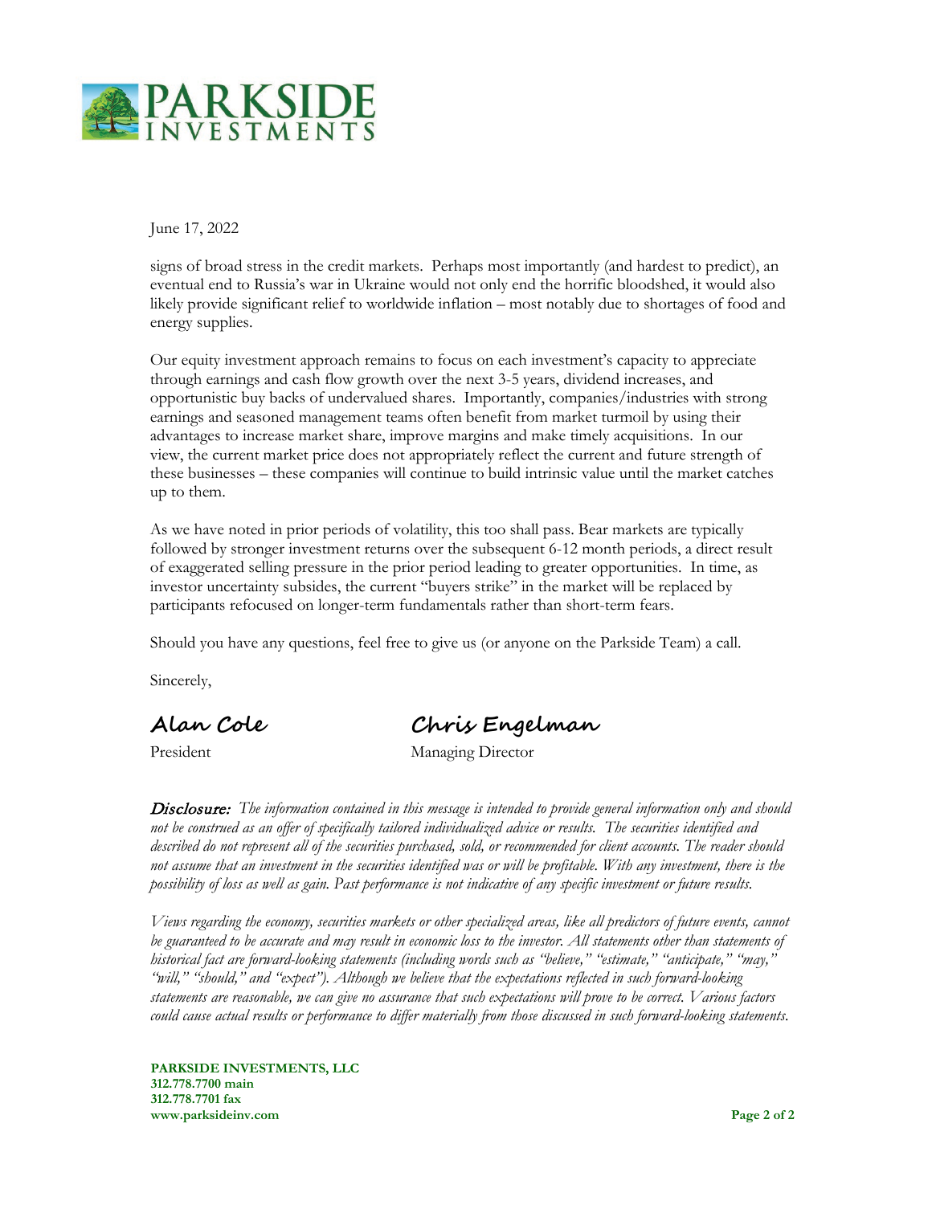June 17, 2022

signs of broad stress in the credit markets. Perhaps most importantly (and hardest to predict), an eventual end to Russia's war in Ukraine would not only end the horrific bloodshed, it would also likely provide significant relief to worldwide inflation – most notably due to shortages of food and energy supplies.

Our equity investment approach remains to focus on each investment's capacity to appreciate through earnings and cash flow growth over the next 3-5 years, dividend increases, and opportunistic buy backs of undervalued shares. Importantly, companies/industries with strong earnings and seasoned management teams often benefit from market turmoil by using their advantages to increase market share, improve margins and make timely acquisitions. In our view, the current market price does not appropriately reflect the current and future strength of these businesses – these companies will continue to build intrinsic value until the market catches up to them.

As we have noted in prior periods of volatility, this too shall pass. Bear markets are typically followed by stronger investment returns over the subsequent 6-12 month periods, a direct result of exaggerated selling pressure in the prior period leading to greater opportunities. In time, as investor uncertainty subsides, the current "buyers strike" in the market will be replaced by participants refocused on longer-term fundamentals rather than short-term fears.

Should you have any questions, feel free to give us (or anyone on the Parkside Team) a call.

Sincerely,

**Alan Cole**
President

**Chris Engelman**
Managing Director

***Disclosure:*** *The information contained in this message is intended to provide general information only and should not be construed as an offer of specifically tailored individualized advice or results. The securities identified and described do not represent all of the securities purchased, sold, or recommended for client accounts. The reader should not assume that an investment in the securities identified was or will be profitable. With any investment, there is the possibility of loss as well as gain. Past performance is not indicative of any specific investment or future results.*

*Views regarding the economy, securities markets or other specialized areas, like all predictors of future events, cannot be guaranteed to be accurate and may result in economic loss to the investor. All statements other than statements of historical fact are forward-looking statements (including words such as "believe," "estimate," "anticipate," "may," "will," "should," and "expect"). Although we believe that the expectations reflected in such forward-looking statements are reasonable, we can give no assurance that such expectations will prove to be correct. Various factors could cause actual results or performance to differ materially from those discussed in such forward-looking statements.*

**PARKSIDE INVESTMENTS, LLC**
**312.778.7700 main**
**312.778.7701 fax**
**www.parksideinv.com**